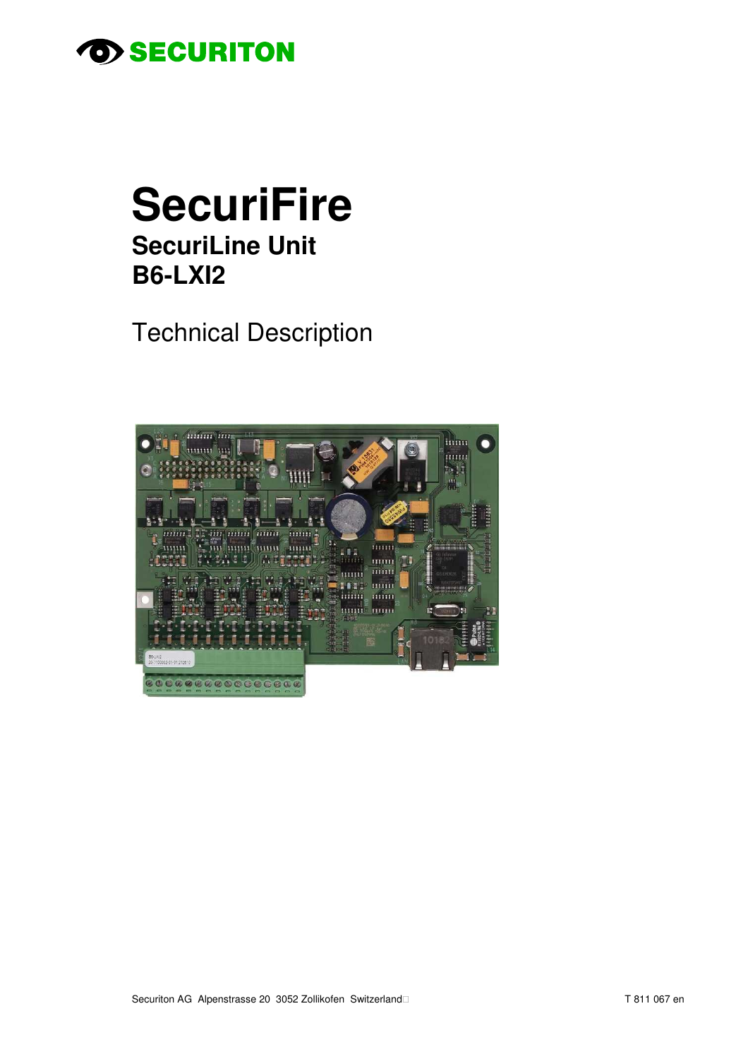SECURITON

# SecuriFire

## SecuriLine Unit
## B6-LXI2

Technical Description

Securiton AG Alpenstrasse 20 3052 Zollikofen Switzerland

T 811 067 en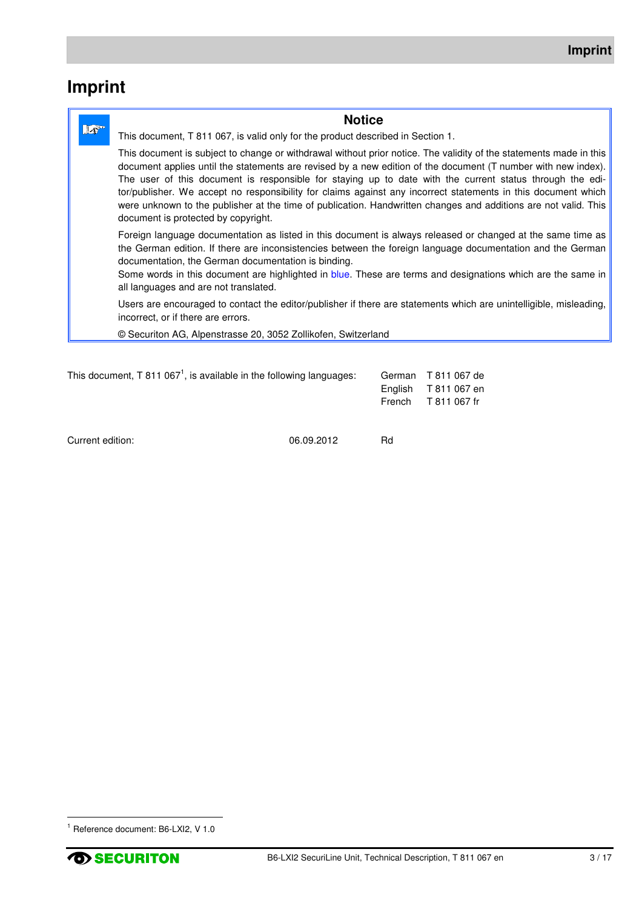# Imprint

> **Notice**
>
> This document, T 811 067, is valid only for the product described in Section 1.
>
> This document is subject to change or withdrawal without prior notice. The validity of the statements made in this document applies until the statements are revised by a new edition of the document (T number with new index). The user of this document is responsible for staying up to date with the current status through the editor/publisher. We accept no responsibility for claims against any incorrect statements in this document which were unknown to the publisher at the time of publication. Handwritten changes and additions are not valid. This document is protected by copyright.
>
> Foreign language documentation as listed in this document is always released or changed at the same time as the German edition. If there are inconsistencies between the foreign language documentation and the German documentation, the German documentation is binding.
> Some words in this document are highlighted in blue. These are terms and designations which are the same in all languages and are not translated.
>
> Users are encouraged to contact the editor/publisher if there are statements which are unintelligible, misleading, incorrect, or if there are errors.
>
> © Securiton AG, Alpenstrasse 20, 3052 Zollikofen, Switzerland

| | | |
|---|---|---|
| This document, T 811 067[1], is available in the following languages: | German | T 811 067 de |
| | English | T 811 067 en |
| | French | T 811 067 fr |

Current edition: 06.09.2012 Rd

[1] Reference document: B6-LXI2, V 1.0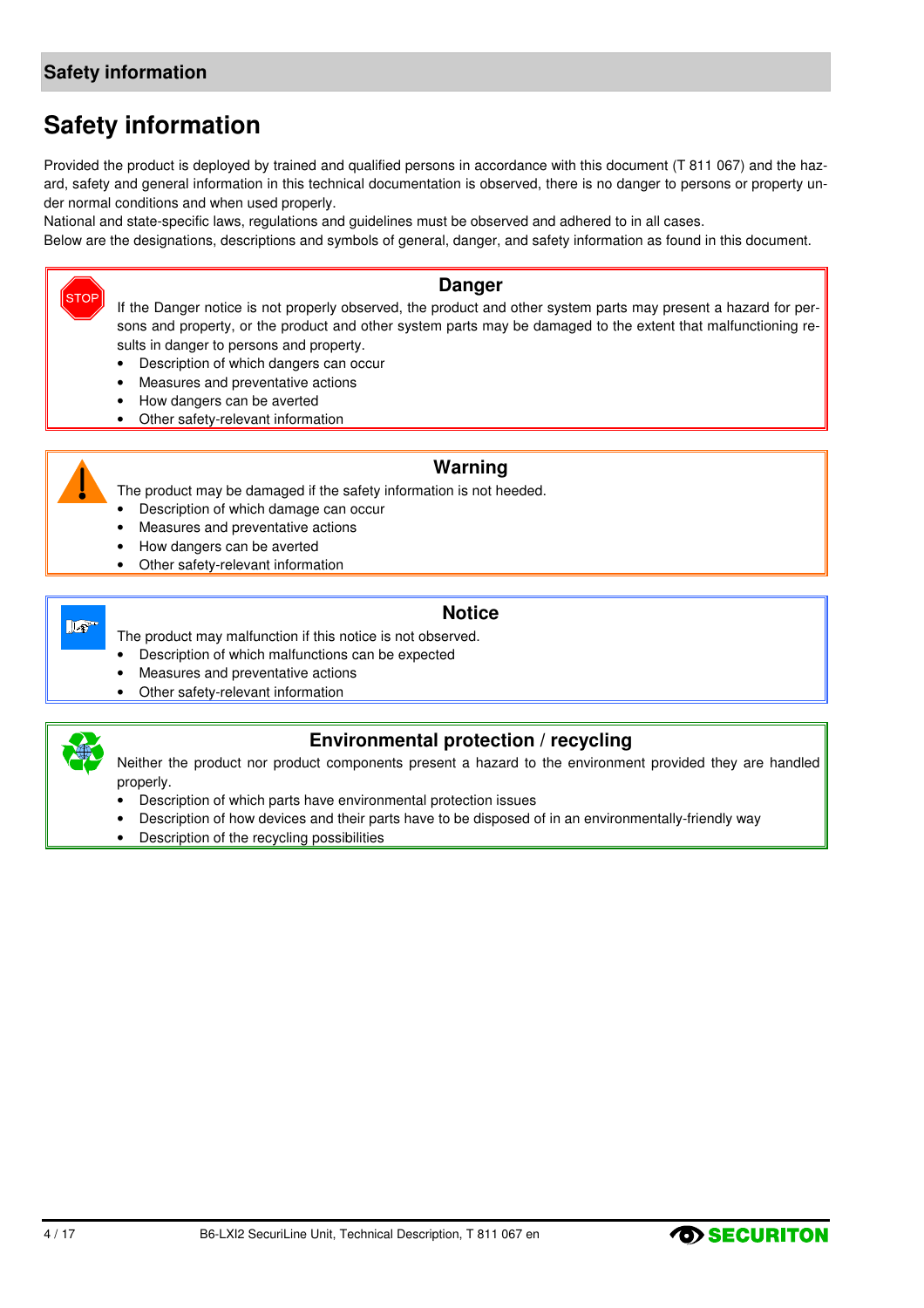# Safety information

Provided the product is deployed by trained and qualified persons in accordance with this document (T 811 067) and the hazard, safety and general information in this technical documentation is observed, there is no danger to persons or property under normal conditions and when used properly.
National and state-specific laws, regulations and guidelines must be observed and adhered to in all cases.
Below are the designations, descriptions and symbols of general, danger, and safety information as found in this document.

### Danger

If the Danger notice is not properly observed, the product and other system parts may present a hazard for persons and property, or the product and other system parts may be damaged to the extent that malfunctioning results in danger to persons and property.

- Description of which dangers can occur
- Measures and preventative actions
- How dangers can be averted
- Other safety-relevant information

### Warning

The product may be damaged if the safety information is not heeded.

- Description of which damage can occur
- Measures and preventative actions
- How dangers can be averted
- Other safety-relevant information

### Notice

The product may malfunction if this notice is not observed.

- Description of which malfunctions can be expected
- Measures and preventative actions
- Other safety-relevant information

### Environmental protection / recycling

Neither the product nor product components present a hazard to the environment provided they are handled properly.

- Description of which parts have environmental protection issues
- Description of how devices and their parts have to be disposed of in an environmentally-friendly way
- Description of the recycling possibilities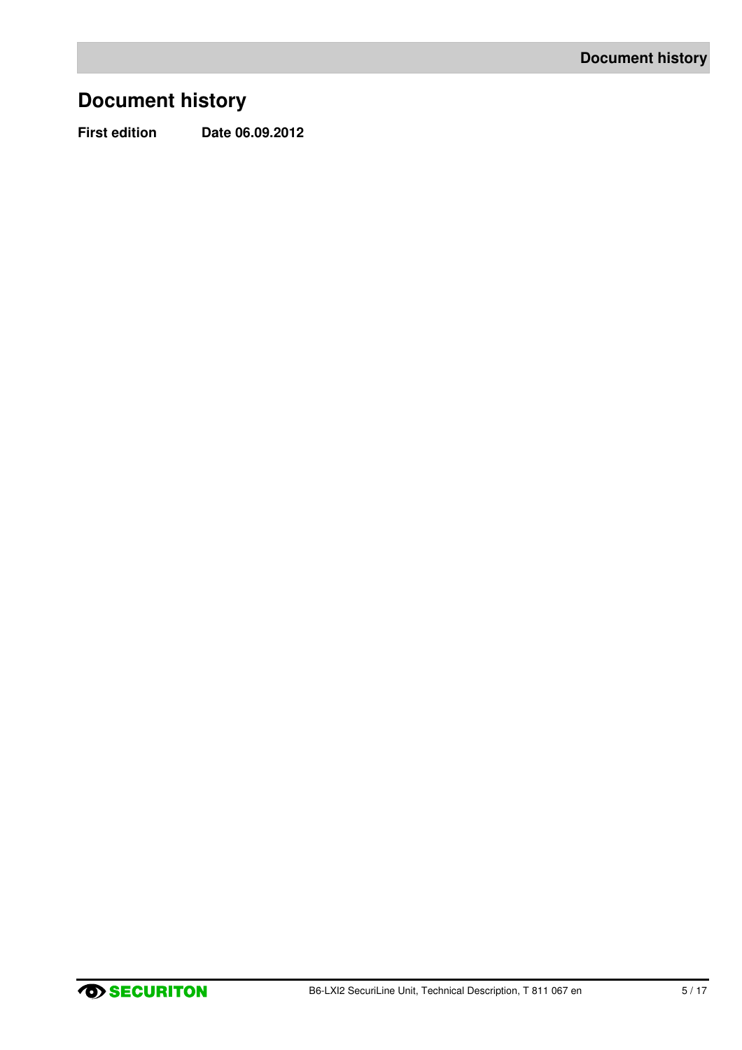# Document history

**First edition** **Date 06.09.2012**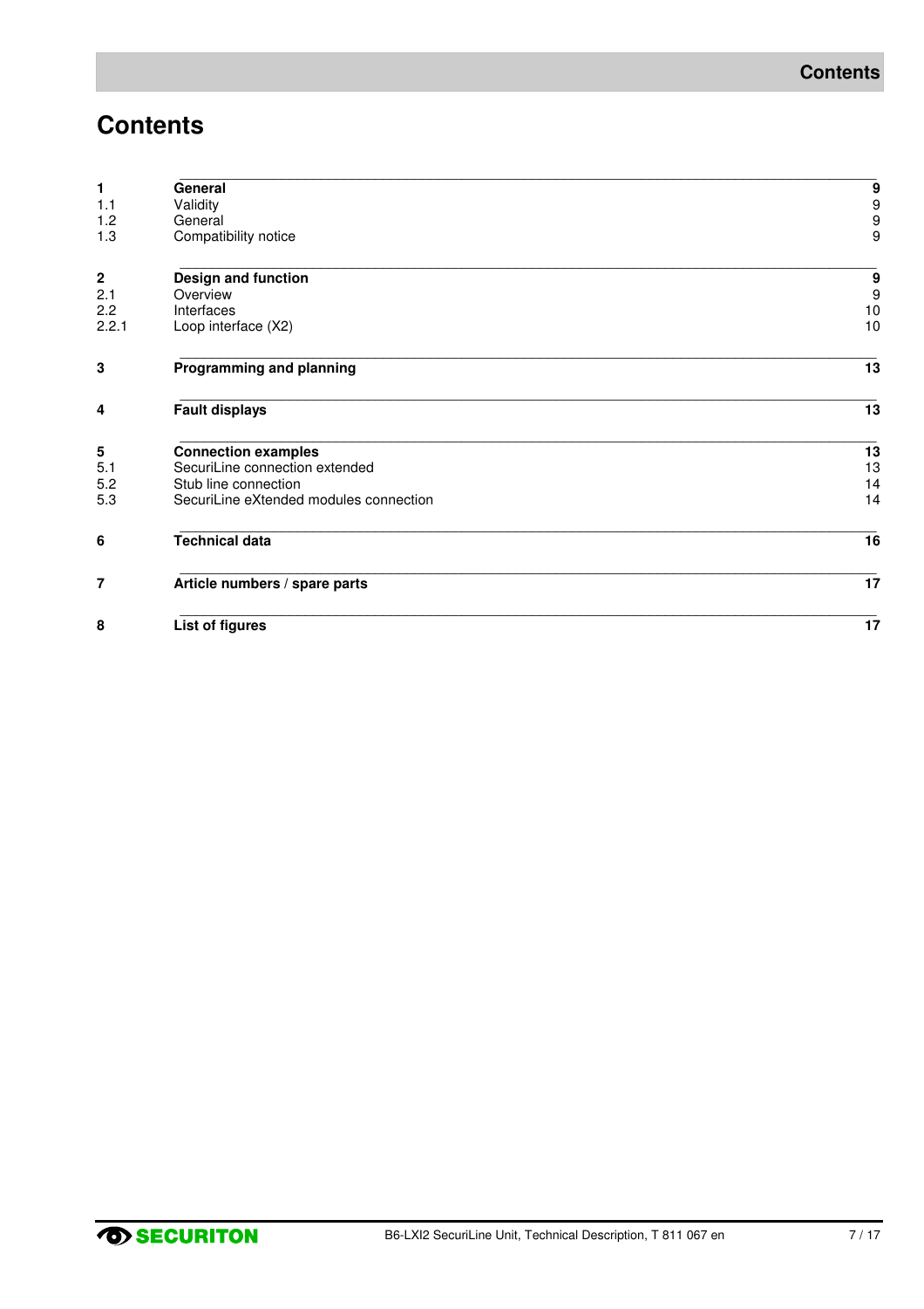# Contents

| | | |
|---|---|---|
| **1** | **General** | **9** |
| 1.1 | Validity | 9 |
| 1.2 | General | 9 |
| 1.3 | Compatibility notice | 9 |
| **2** | **Design and function** | **9** |
| 2.1 | Overview | 9 |
| 2.2 | Interfaces | 10 |
| 2.2.1 | Loop interface (X2) | 10 |
| **3** | **Programming and planning** | **13** |
| **4** | **Fault displays** | **13** |
| **5** | **Connection examples** | **13** |
| 5.1 | SecuriLine connection extended | 13 |
| 5.2 | Stub line connection | 14 |
| 5.3 | SecuriLine eXtended modules connection | 14 |
| **6** | **Technical data** | **16** |
| **7** | **Article numbers / spare parts** | **17** |
| **8** | **List of figures** | **17** |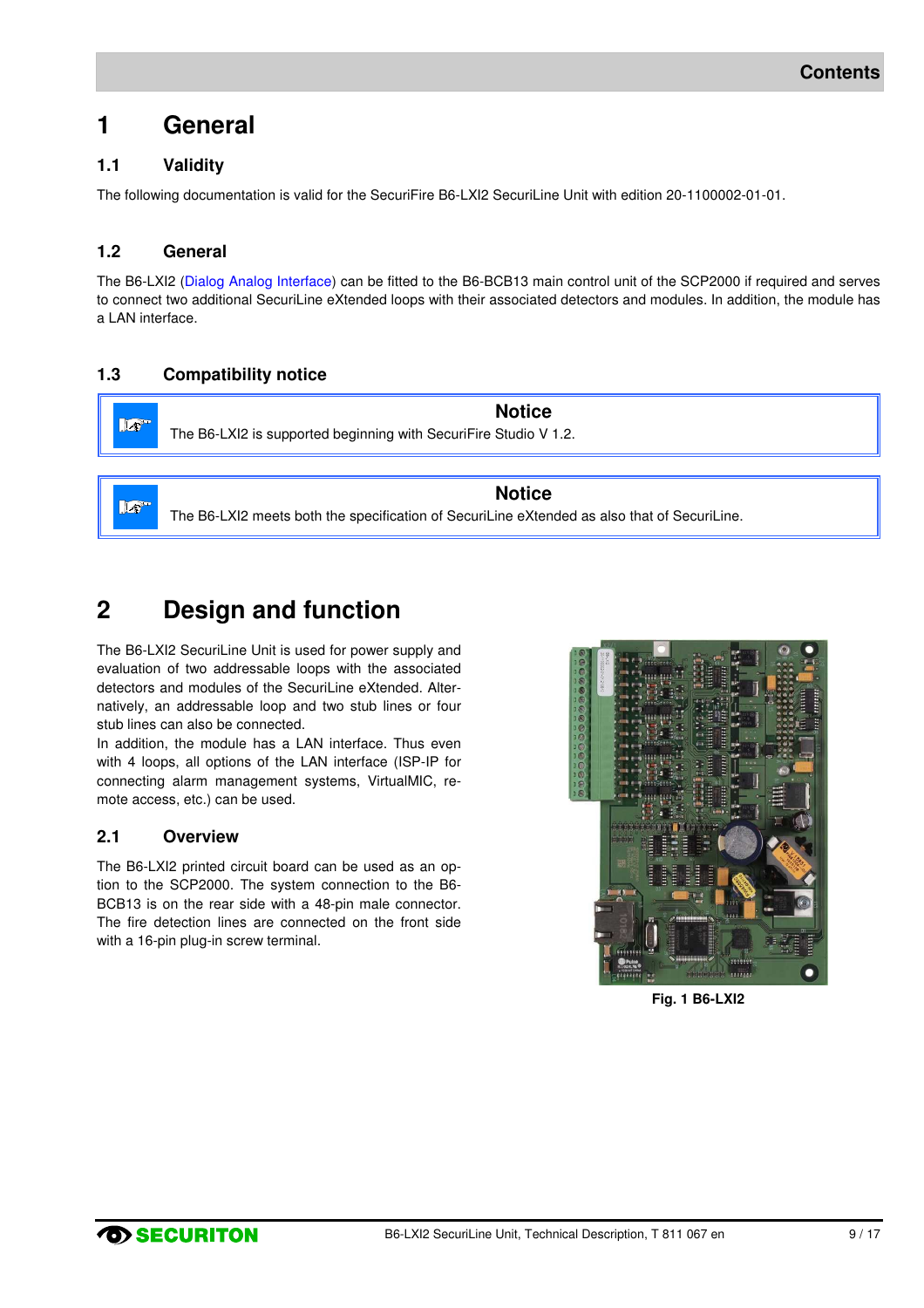# 1 General

## 1.1 Validity

The following documentation is valid for the SecuriFire B6-LXI2 SecuriLine Unit with edition 20-1100002-01-01.

## 1.2 General

The B6-LXI2 (Dialog Analog Interface) can be fitted to the B6-BCB13 main control unit of the SCP2000 if required and serves to connect two additional SecuriLine eXtended loops with their associated detectors and modules. In addition, the module has a LAN interface.

## 1.3 Compatibility notice

**Notice**

The B6-LXI2 is supported beginning with SecuriFire Studio V 1.2.

**Notice**

The B6-LXI2 meets both the specification of SecuriLine eXtended as also that of SecuriLine.

# 2 Design and function

The B6-LXI2 SecuriLine Unit is used for power supply and evaluation of two addressable loops with the associated detectors and modules of the SecuriLine eXtended. Alternatively, an addressable loop and two stub lines or four stub lines can also be connected.
In addition, the module has a LAN interface. Thus even with 4 loops, all options of the LAN interface (ISP-IP for connecting alarm management systems, VirtualMIC, remote access, etc.) can be used.

## 2.1 Overview

The B6-LXI2 printed circuit board can be used as an option to the SCP2000. The system connection to the B6-BCB13 is on the rear side with a 48-pin male connector. The fire detection lines are connected on the front side with a 16-pin plug-in screw terminal.

**Fig. 1 B6-LXI2**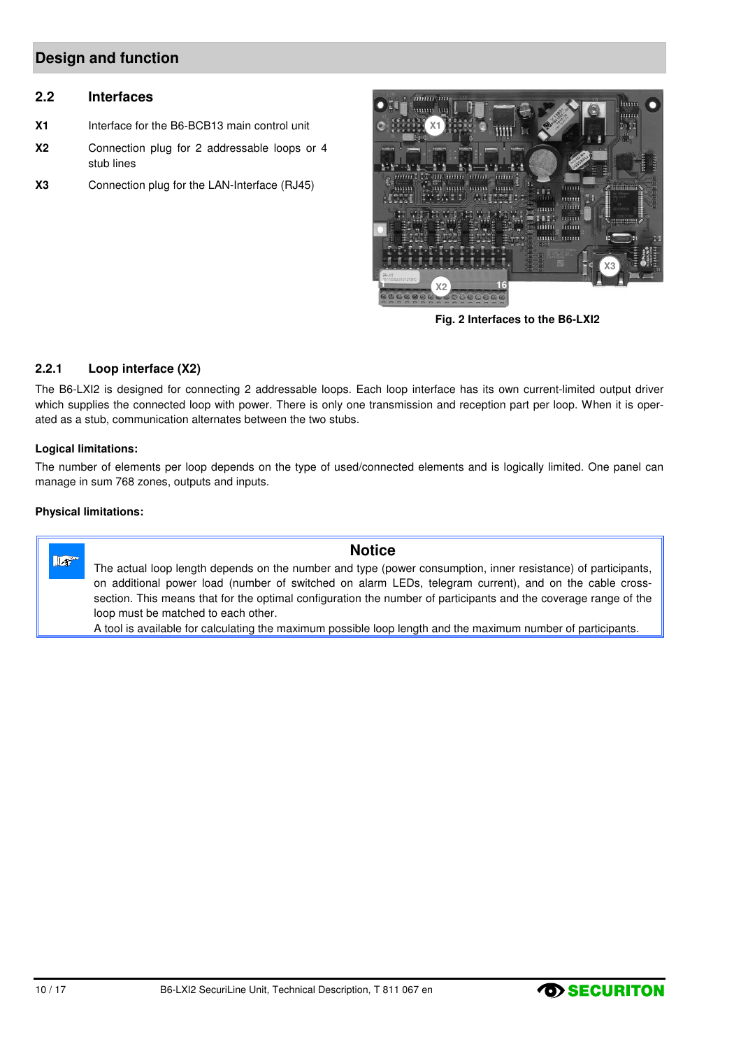# Design and function

## 2.2 Interfaces

**X1** Interface for the B6-BCB13 main control unit

**X2** Connection plug for 2 addressable loops or 4 stub lines

**X3** Connection plug for the LAN-Interface (RJ45)

**Fig. 2 Interfaces to the B6-LXI2**

### 2.2.1 Loop interface (X2)

The B6-LXI2 is designed for connecting 2 addressable loops. Each loop interface has its own current-limited output driver which supplies the connected loop with power. There is only one transmission and reception part per loop. When it is operated as a stub, communication alternates between the two stubs.

**Logical limitations:**

The number of elements per loop depends on the type of used/connected elements and is logically limited. One panel can manage in sum 768 zones, outputs and inputs.

**Physical limitations:**

**Notice**

The actual loop length depends on the number and type (power consumption, inner resistance) of participants, on additional power load (number of switched on alarm LEDs, telegram current), and on the cable cross-section. This means that for the optimal configuration the number of participants and the coverage range of the loop must be matched to each other.
A tool is available for calculating the maximum possible loop length and the maximum number of participants.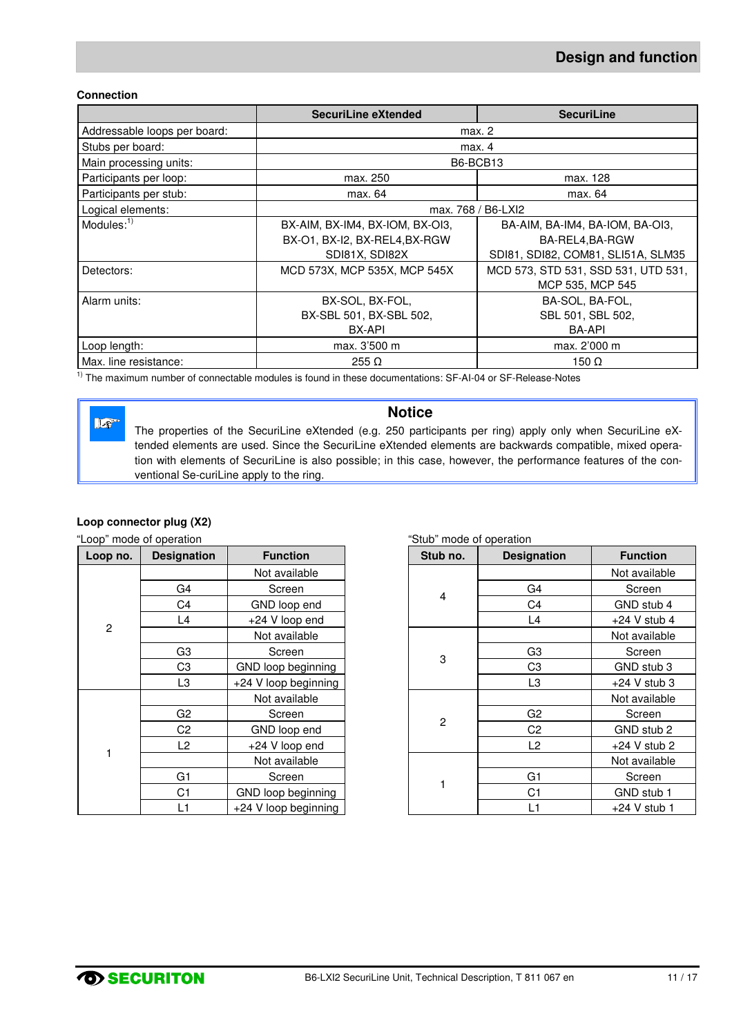### Connection

| | SecuriLine eXtended | SecuriLine |
|---|---|---|
| Addressable loops per board: | max. 2 | |
| Stubs per board: | max. 4 | |
| Main processing units: | B6-BCB13 | |
| Participants per loop: | max. 250 | max. 128 |
| Participants per stub: | max. 64 | max. 64 |
| Logical elements: | max. 768 / B6-LXI2 | |
| Modules:[1] | BX-AIM, BX-IM4, BX-IOM, BX-OI3, BX-O1, BX-I2, BX-REL4,BX-RGW SDI81X, SDI82X | BA-AIM, BA-IM4, BA-IOM, BA-OI3, BA-REL4,BA-RGW SDI81, SDI82, COM81, SLI51A, SLM35 |
| Detectors: | MCD 573X, MCP 535X, MCP 545X | MCD 573, STD 531, SSD 531, UTD 531, MCP 535, MCP 545 |
| Alarm units: | BX-SOL, BX-FOL, BX-SBL 501, BX-SBL 502, BX-API | BA-SOL, BA-FOL, SBL 501, SBL 502, BA-API |
| Loop length: | max. 3'500 m | max. 2'000 m |
| Max. line resistance: | 255 Ω | 150 Ω |

[1] The maximum number of connectable modules is found in these documentations: SF-AI-04 or SF-Release-Notes

> **Notice**
>
> The properties of the SecuriLine eXtended (e.g. 250 participants per ring) apply only when SecuriLine eXtended elements are used. Since the SecuriLine eXtended elements are backwards compatible, mixed operation with elements of SecuriLine is also possible; in this case, however, the performance features of the conventional Se-curiLine apply to the ring.

### Loop connector plug (X2)

"Loop" mode of operation

| Loop no. | Designation | Function |
|---|---|---|
| 2 | | Not available |
| | G4 | Screen |
| | C4 | GND loop end |
| | L4 | +24 V loop end |
| | | Not available |
| | G3 | Screen |
| | C3 | GND loop beginning |
| | L3 | +24 V loop beginning |
| 1 | | Not available |
| | G2 | Screen |
| | C2 | GND loop end |
| | L2 | +24 V loop end |
| | | Not available |
| | G1 | Screen |
| | C1 | GND loop beginning |
| | L1 | +24 V loop beginning |

"Stub" mode of operation

| Stub no. | Designation | Function |
|---|---|---|
| 4 | | Not available |
| | G4 | Screen |
| | C4 | GND stub 4 |
| | L4 | +24 V stub 4 |
| 3 | | Not available |
| | G3 | Screen |
| | C3 | GND stub 3 |
| | L3 | +24 V stub 3 |
| 2 | | Not available |
| | G2 | Screen |
| | C2 | GND stub 2 |
| | L2 | +24 V stub 2 |
| 1 | | Not available |
| | G1 | Screen |
| | C1 | GND stub 1 |
| | L1 | +24 V stub 1 |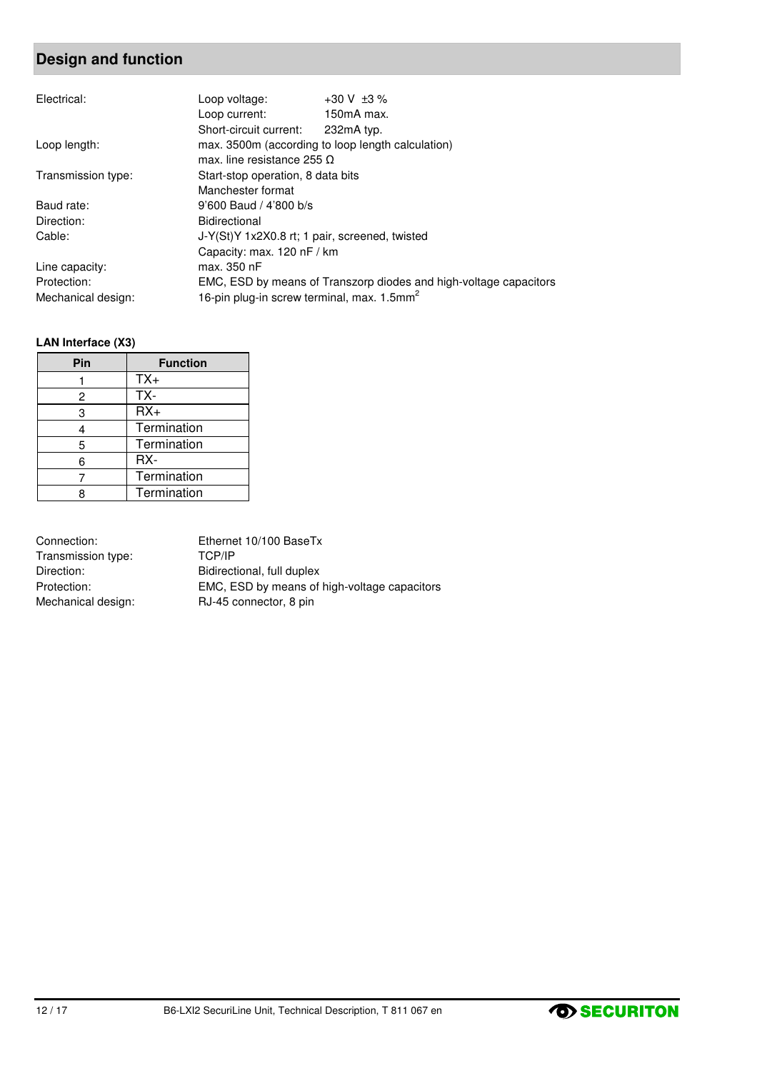## Design and function

| | | |
|---|---|---|
| Electrical: | Loop voltage: | +30 V ±3 % |
| | Loop current: | 150mA max. |
| | Short-circuit current: | 232mA typ. |
| Loop length: | max. 3500m (according to loop length calculation) | |
| | max. line resistance 255 Ω | |
| Transmission type: | Start-stop operation, 8 data bits | |
| | Manchester format | |
| Baud rate: | 9'600 Baud / 4'800 b/s | |
| Direction: | Bidirectional | |
| Cable: | J-Y(St)Y 1x2X0.8 rt; 1 pair, screened, twisted | |
| | Capacity: max. 120 nF / km | |
| Line capacity: | max. 350 nF | |
| Protection: | EMC, ESD by means of Transzorp diodes and high-voltage capacitors | |
| Mechanical design: | 16-pin plug-in screw terminal, max. 1.5mm$^2$ | |

**LAN Interface (X3)**

| Pin | Function |
|---|---|
| 1 | TX+ |
| 2 | TX- |
| 3 | RX+ |
| 4 | Termination |
| 5 | Termination |
| 6 | RX- |
| 7 | Termination |
| 8 | Termination |

| | |
|---|---|
| Connection: | Ethernet 10/100 BaseTx |
| Transmission type: | TCP/IP |
| Direction: | Bidirectional, full duplex |
| Protection: | EMC, ESD by means of high-voltage capacitors |
| Mechanical design: | RJ-45 connector, 8 pin |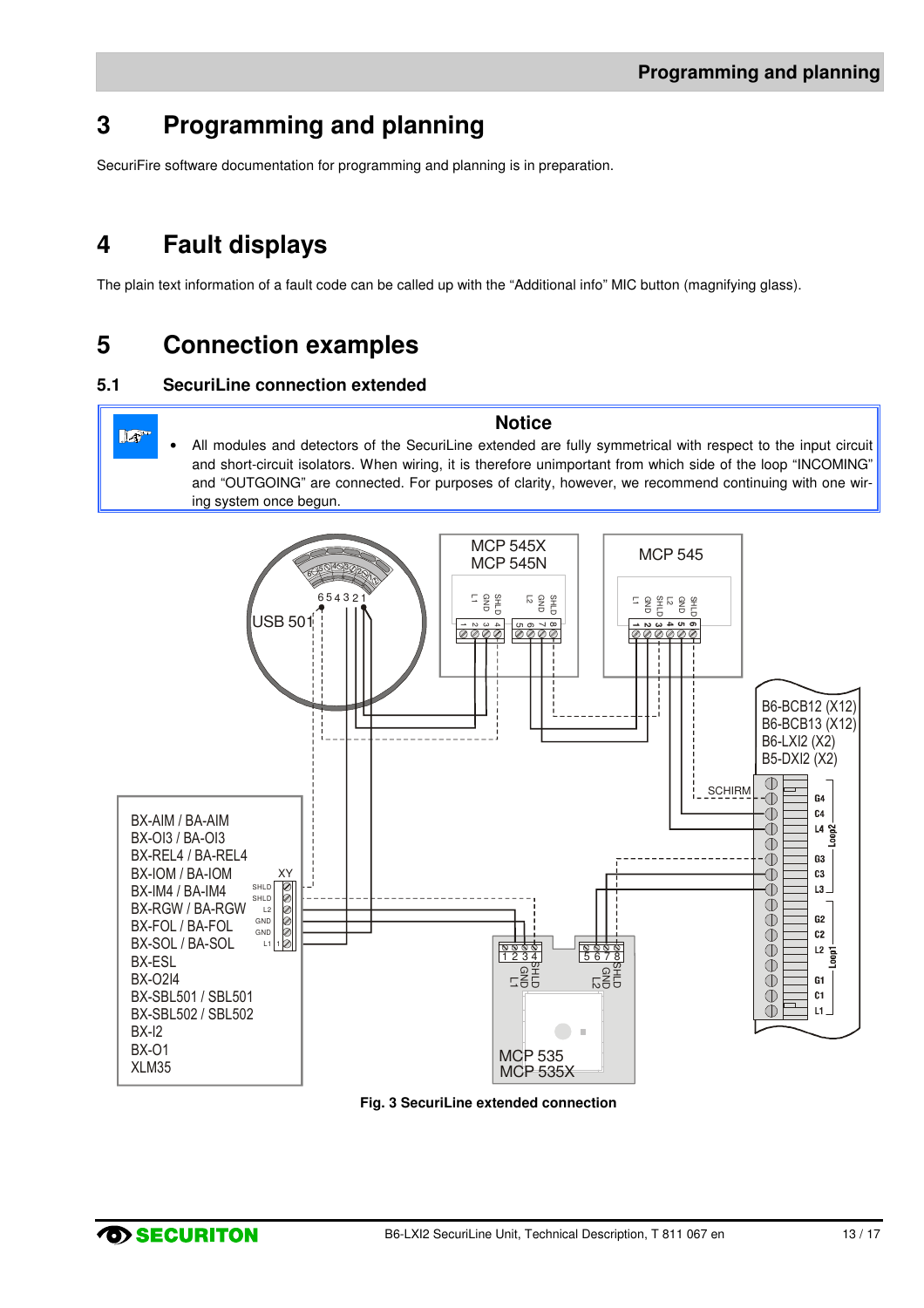# 3 Programming and planning

SecuriFire software documentation for programming and planning is in preparation.

# 4 Fault displays

The plain text information of a fault code can be called up with the "Additional info" MIC button (magnifying glass).

# 5 Connection examples

## 5.1 SecuriLine connection extended

**Notice**

- All modules and detectors of the SecuriLine extended are fully symmetrical with respect to the input circuit and short-circuit isolators. When wiring, it is therefore unimportant from which side of the loop "INCOMING" and "OUTGOING" are connected. For purposes of clarity, however, we recommend continuing with one wiring system once begun.

USB 501
6 5 4 3 2 1

MCP 545X
MCP 545N
L1 GND SHLD L2 GND SHLD
1 2 3 4 5 6 7 8

MCP 545
L1 GND SHLD L2 GND SHLD
1 2 3 4 5 6

B6-BCB12 (X12)
B6-BCB13 (X12)
B6-LXI2 (X2)
B5-DXI2 (X2)

SCHIRM
G4 C4 L4 Loop2
G3 C3 L3
G2 C2 L2 Loop1
G1 C1 L1

BX-AIM / BA-AIM
BX-OI3 / BA-OI3
BX-REL4 / BA-REL4
BX-IOM / BA-IOM
BX-IM4 / BA-IM4
BX-RGW / BA-RGW
BX-FOL / BA-FOL
BX-SOL / BA-SOL
BX-ESL
BX-O2I4
BX-SBL501 / SBL501
BX-SBL502 / SBL502
BX-I2
BX-O1
XLM35

XY
SHLD SHLD L2 GND GND L1 1

MCP 535
MCP 535X
1 2 3 4 L1 GND SHLD
5 6 7 8 L2 GND SHLD

**Fig. 3 SecuriLine extended connection**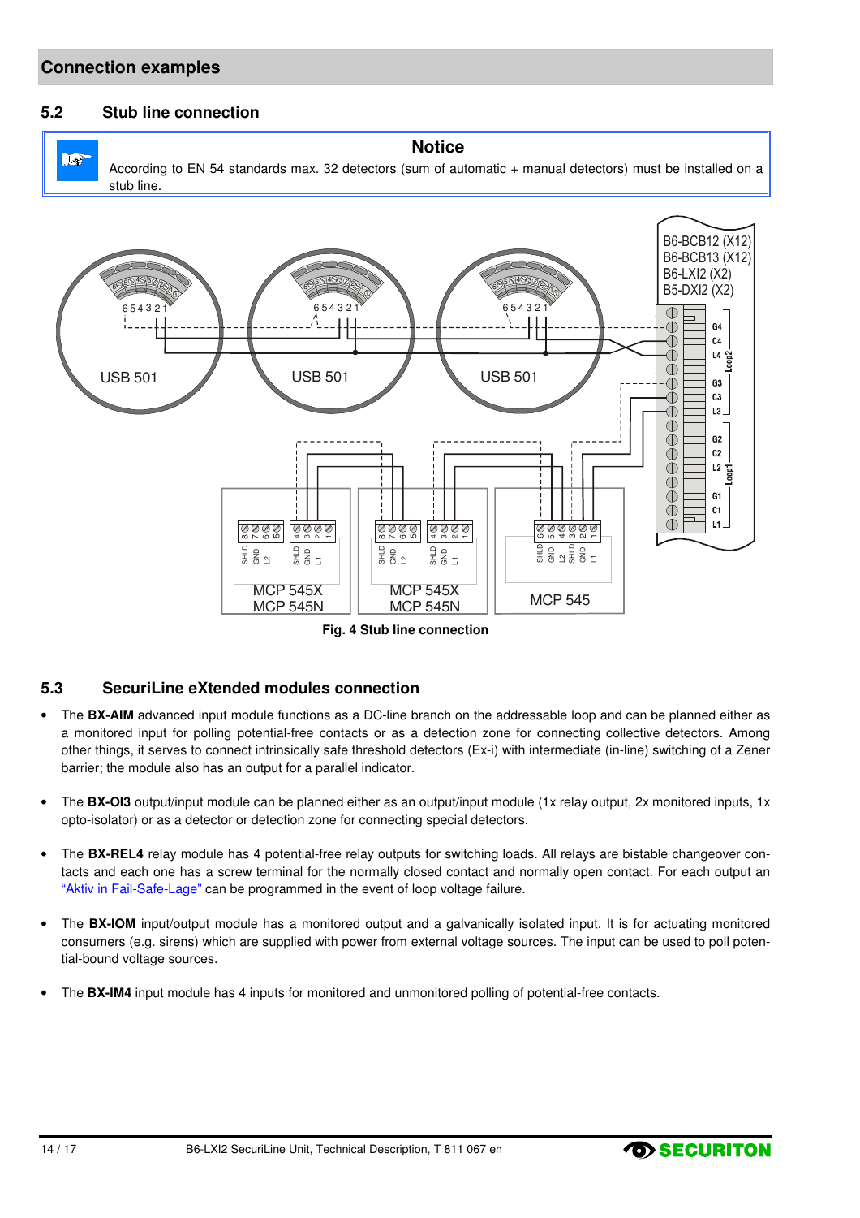## Connection examples

### 5.2 Stub line connection

**Notice**

According to EN 54 standards max. 32 detectors (sum of automatic + manual detectors) must be installed on a stub line.

B6-BCB12 (X12)
B6-BCB13 (X12)
B6-LXI2 (X2)
B5-DXI2 (X2)

G4
C4
L4
Loop2
G3
C3
L3
G2
C2
L2
Loop1
G1
C1
L1

6 5 4 3 2 1
USB 501
6 5 4 3 2 1
USB 501
6 5 4 3 2 1
USB 501

8 7 6 5 4 3 2 1
SHLD GND L2 SHLD GND L1
MCP 545X
MCP 545N

8 7 6 5 4 3 2 1
SHLD GND L2 SHLD GND L1
MCP 545X
MCP 545N

6 5 4 3 2 1
SHLD GND L2 SHLD GND L1
MCP 545

**Fig. 4 Stub line connection**

### 5.3 SecuriLine eXtended modules connection

- The **BX-AIM** advanced input module functions as a DC-line branch on the addressable loop and can be planned either as a monitored input for polling potential-free contacts or as a detection zone for connecting collective detectors. Among other things, it serves to connect intrinsically safe threshold detectors (Ex-i) with intermediate (in-line) switching of a Zener barrier; the module also has an output for a parallel indicator.
- The **BX-OI3** output/input module can be planned either as an output/input module (1x relay output, 2x monitored inputs, 1x opto-isolator) or as a detector or detection zone for connecting special detectors.
- The **BX-REL4** relay module has 4 potential-free relay outputs for switching loads. All relays are bistable changeover contacts and each one has a screw terminal for the normally closed contact and normally open contact. For each output an "Aktiv in Fail-Safe-Lage" can be programmed in the event of loop voltage failure.
- The **BX-IOM** input/output module has a monitored output and a galvanically isolated input. It is for actuating monitored consumers (e.g. sirens) which are supplied with power from external voltage sources. The input can be used to poll potential-bound voltage sources.
- The **BX-IM4** input module has 4 inputs for monitored and unmonitored polling of potential-free contacts.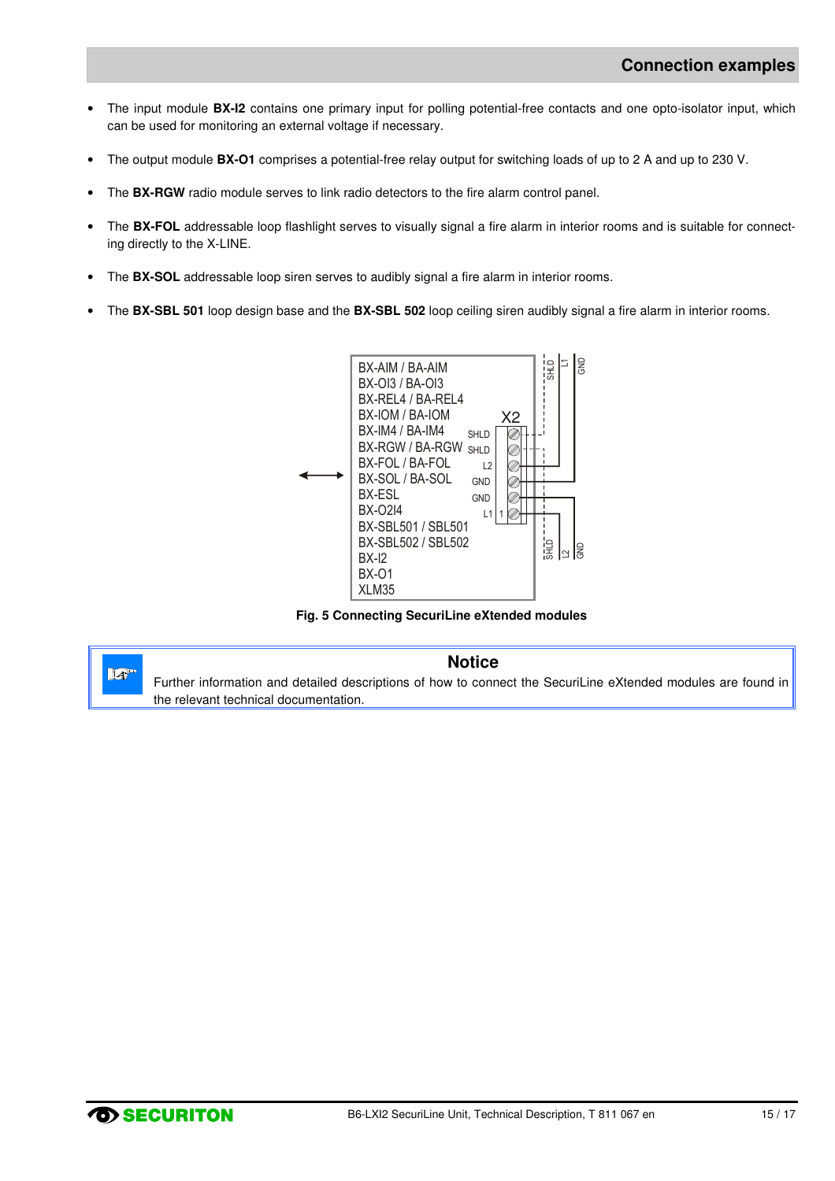- The input module **BX-I2** contains one primary input for polling potential-free contacts and one opto-isolator input, which can be used for monitoring an external voltage if necessary.
- The output module **BX-O1** comprises a potential-free relay output for switching loads of up to 2 A and up to 230 V.
- The **BX-RGW** radio module serves to link radio detectors to the fire alarm control panel.
- The **BX-FOL** addressable loop flashlight serves to visually signal a fire alarm in interior rooms and is suitable for connecting directly to the X-LINE.
- The **BX-SOL** addressable loop siren serves to audibly signal a fire alarm in interior rooms.
- The **BX-SBL 501** loop design base and the **BX-SBL 502** loop ceiling siren audibly signal a fire alarm in interior rooms.

BX-AIM / BA-AIM
BX-OI3 / BA-OI3
BX-REL4 / BA-REL4
BX-IOM / BA-IOM
BX-IM4 / BA-IM4
BX-RGW / BA-RGW
BX-FOL / BA-FOL
BX-SOL / BA-SOL
BX-ESL
BX-O2I4
BX-SBL501 / SBL501
BX-SBL502 / SBL502
BX-I2
BX-O1
XLM35

X2: SHLD, SHLD, L2, GND, GND, L1 1

SHLD L1 GND

SHLD L2 GND

**Fig. 5 Connecting SecuriLine eXtended modules**

**Notice**

Further information and detailed descriptions of how to connect the SecuriLine eXtended modules are found in the relevant technical documentation.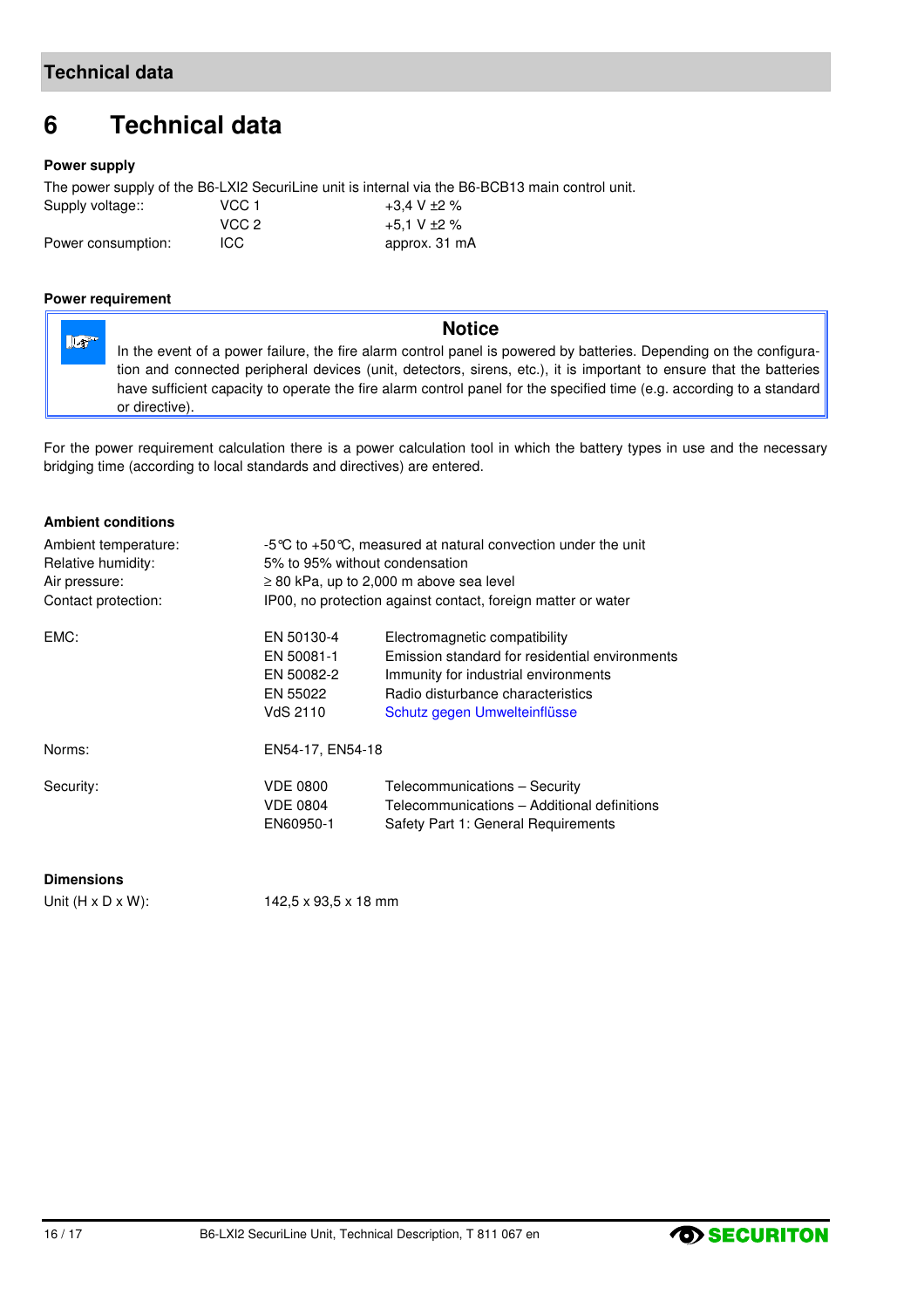# 6 Technical data

### Power supply

The power supply of the B6-LXI2 SecuriLine unit is internal via the B6-BCB13 main control unit.

| | | |
|---|---|---|
| Supply voltage:: | VCC 1 | +3,4 V ±2 % |
| | VCC 2 | +5,1 V ±2 % |
| Power consumption: | ICC | approx. 31 mA |

### Power requirement

**Notice**

In the event of a power failure, the fire alarm control panel is powered by batteries. Depending on the configuration and connected peripheral devices (unit, detectors, sirens, etc.), it is important to ensure that the batteries have sufficient capacity to operate the fire alarm control panel for the specified time (e.g. according to a standard or directive).

For the power requirement calculation there is a power calculation tool in which the battery types in use and the necessary bridging time (according to local standards and directives) are entered.

### Ambient conditions

| | | |
|---|---|---|
| Ambient temperature: | -5℃ to +50℃, measured at natural convection under the unit | |
| Relative humidity: | 5% to 95% without condensation | |
| Air pressure: | ≥ 80 kPa, up to 2,000 m above sea level | |
| Contact protection: | IP00, no protection against contact, foreign matter or water | |
| EMC: | EN 50130-4 | Electromagnetic compatibility |
| | EN 50081-1 | Emission standard for residential environments |
| | EN 50082-2 | Immunity for industrial environments |
| | EN 55022 | Radio disturbance characteristics |
| | VdS 2110 | Schutz gegen Umwelteinflüsse |
| Norms: | EN54-17, EN54-18 | |
| Security: | VDE 0800 | Telecommunications – Security |
| | VDE 0804 | Telecommunications – Additional definitions |
| | EN60950-1 | Safety Part 1: General Requirements |

### Dimensions

Unit (H x D x W): 142,5 x 93,5 x 18 mm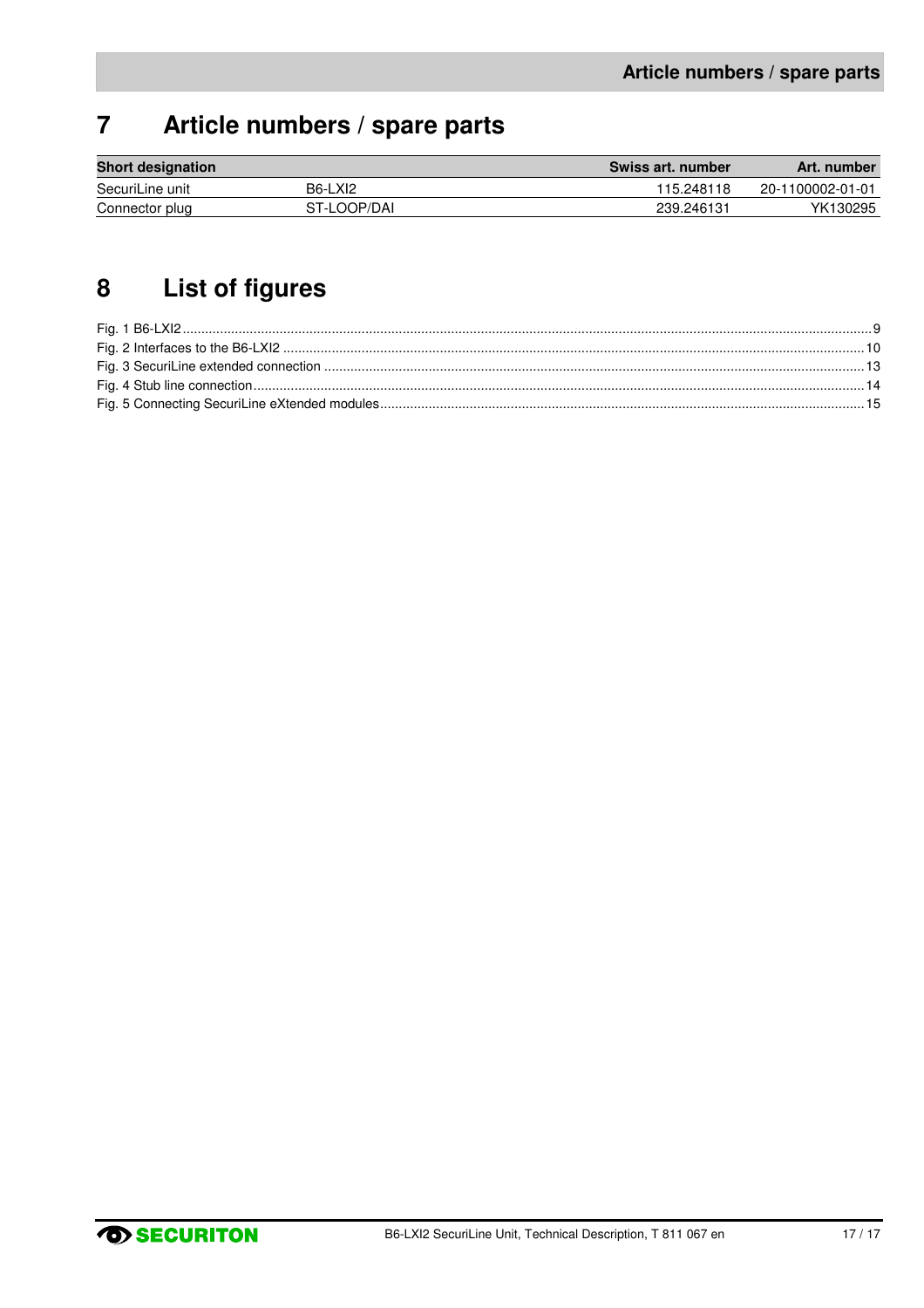# 7 Article numbers / spare parts

| Short designation | | Swiss art. number | Art. number |
|---|---|---|---|
| SecuriLine unit | B6-LXI2 | 115.248118 | 20-1100002-01-01 |
| Connector plug | ST-LOOP/DAI | 239.246131 | YK130295 |

# 8 List of figures

Fig. 1 B6-LXI2 .......... 9
Fig. 2 Interfaces to the B6-LXI2 .......... 10
Fig. 3 SecuriLine extended connection .......... 13
Fig. 4 Stub line connection .......... 14
Fig. 5 Connecting SecuriLine eXtended modules .......... 15